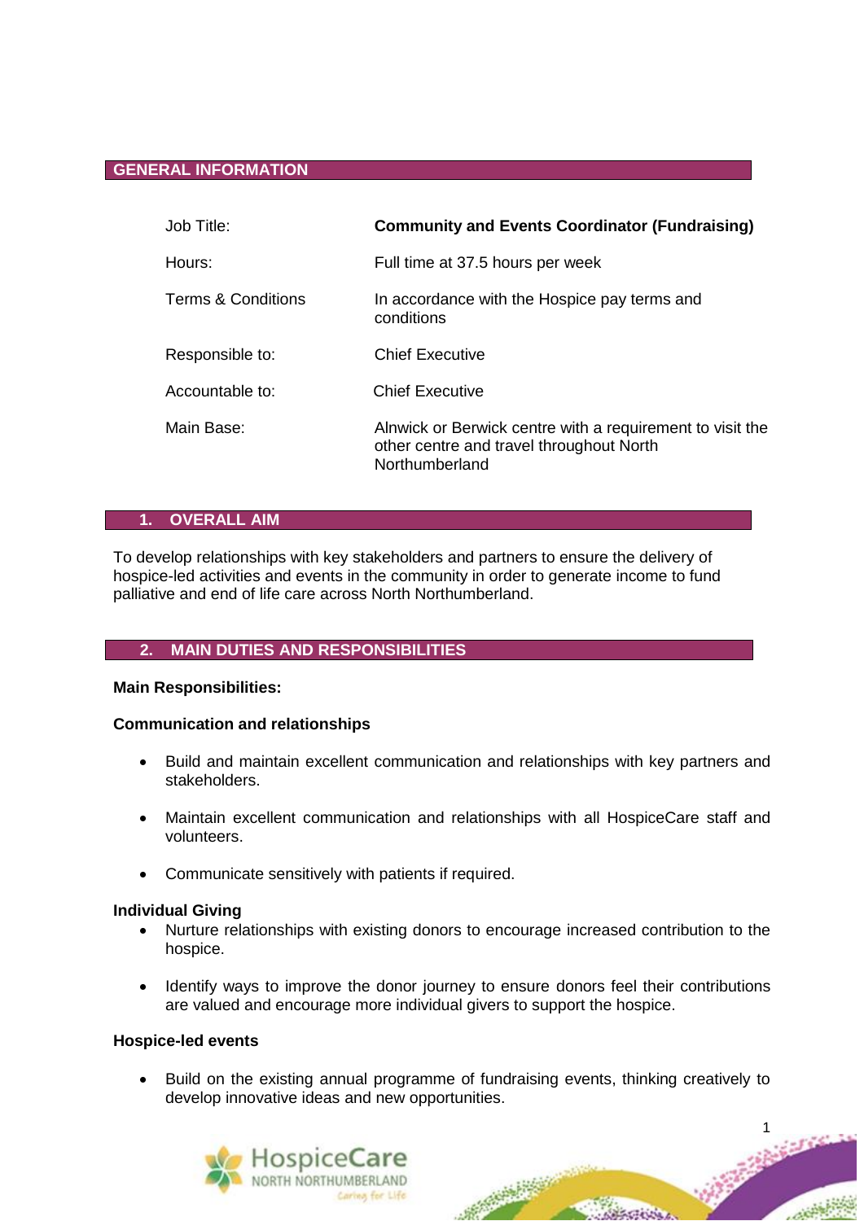## GENERAL INFORMATION

| | |
|---|---|
| Job Title: | **Community and Events Coordinator (Fundraising)** |
| Hours: | Full time at 37.5 hours per week |
| Terms & Conditions | In accordance with the Hospice pay terms and conditions |
| Responsible to: | Chief Executive |
| Accountable to: | Chief Executive |
| Main Base: | Alnwick or Berwick centre with a requirement to visit the other centre and travel throughout North Northumberland |

## 1. OVERALL AIM

To develop relationships with key stakeholders and partners to ensure the delivery of hospice-led activities and events in the community in order to generate income to fund palliative and end of life care across North Northumberland.

## 2. MAIN DUTIES AND RESPONSIBILITIES

**Main Responsibilities:**

**Communication and relationships**

- Build and maintain excellent communication and relationships with key partners and stakeholders.
- Maintain excellent communication and relationships with all HospiceCare staff and volunteers.
- Communicate sensitively with patients if required.

**Individual Giving**

- Nurture relationships with existing donors to encourage increased contribution to the hospice.
- Identify ways to improve the donor journey to ensure donors feel their contributions are valued and encourage more individual givers to support the hospice.

**Hospice-led events**

- Build on the existing annual programme of fundraising events, thinking creatively to develop innovative ideas and new opportunities.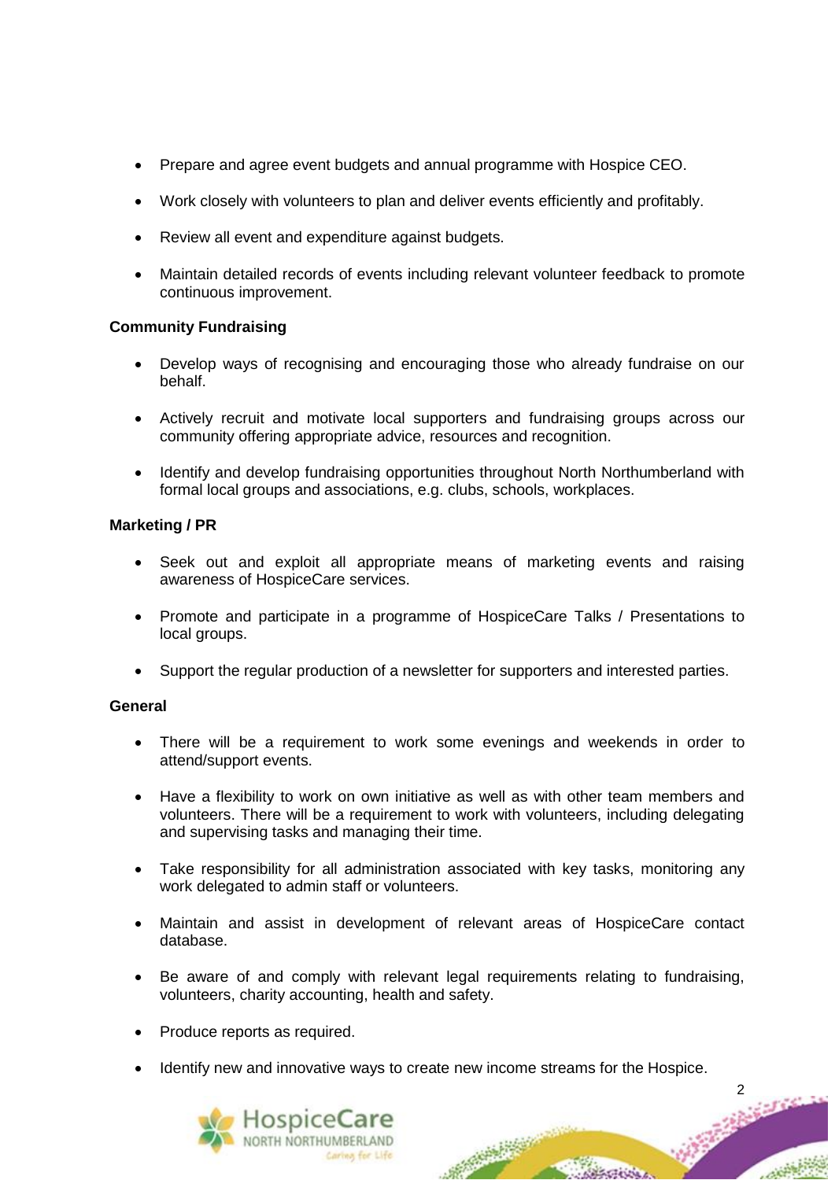- Prepare and agree event budgets and annual programme with Hospice CEO.
- Work closely with volunteers to plan and deliver events efficiently and profitably.
- Review all event and expenditure against budgets.
- Maintain detailed records of events including relevant volunteer feedback to promote continuous improvement.

**Community Fundraising**

- Develop ways of recognising and encouraging those who already fundraise on our behalf.
- Actively recruit and motivate local supporters and fundraising groups across our community offering appropriate advice, resources and recognition.
- Identify and develop fundraising opportunities throughout North Northumberland with formal local groups and associations, e.g. clubs, schools, workplaces.

**Marketing / PR**

- Seek out and exploit all appropriate means of marketing events and raising awareness of HospiceCare services.
- Promote and participate in a programme of HospiceCare Talks / Presentations to local groups.
- Support the regular production of a newsletter for supporters and interested parties.

**General**

- There will be a requirement to work some evenings and weekends in order to attend/support events.
- Have a flexibility to work on own initiative as well as with other team members and volunteers. There will be a requirement to work with volunteers, including delegating and supervising tasks and managing their time.
- Take responsibility for all administration associated with key tasks, monitoring any work delegated to admin staff or volunteers.
- Maintain and assist in development of relevant areas of HospiceCare contact database.
- Be aware of and comply with relevant legal requirements relating to fundraising, volunteers, charity accounting, health and safety.
- Produce reports as required.
- Identify new and innovative ways to create new income streams for the Hospice.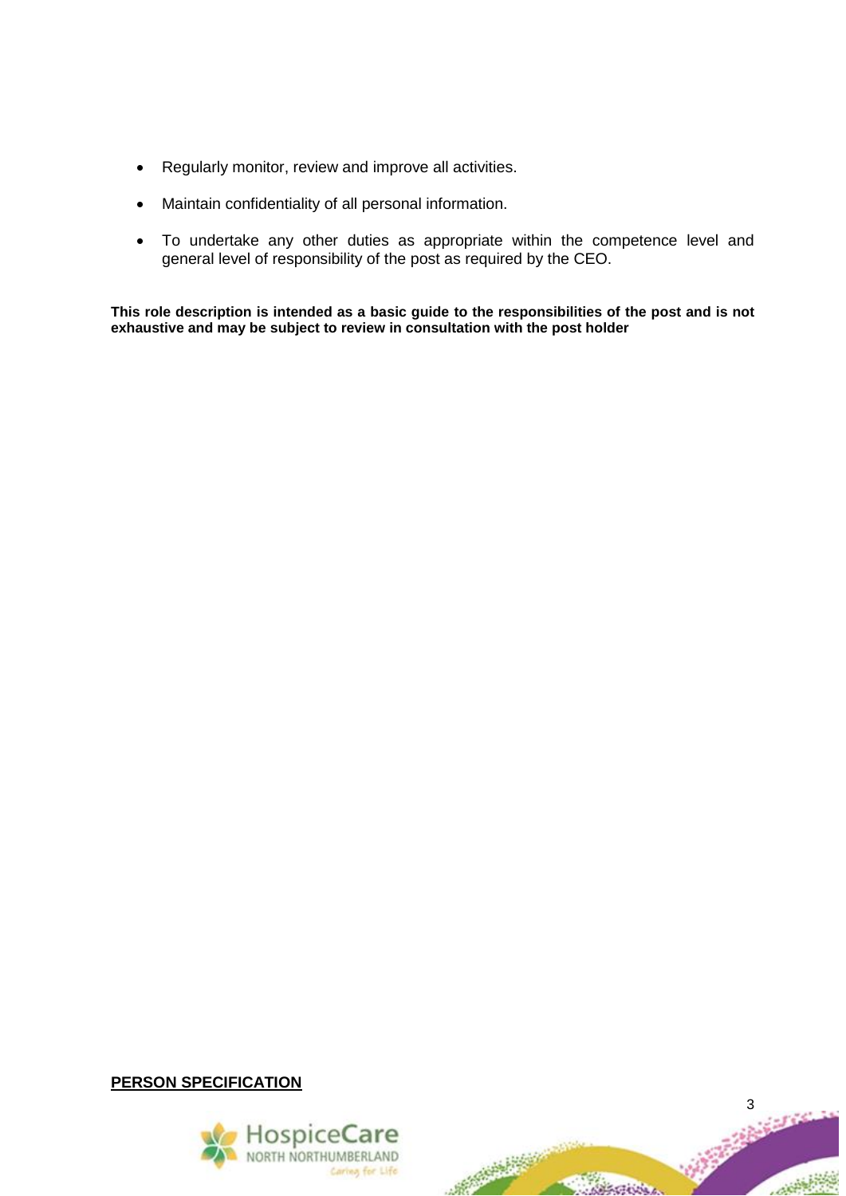- Regularly monitor, review and improve all activities.
- Maintain confidentiality of all personal information.
- To undertake any other duties as appropriate within the competence level and general level of responsibility of the post as required by the CEO.

**This role description is intended as a basic guide to the responsibilities of the post and is not exhaustive and may be subject to review in consultation with the post holder**

**PERSON SPECIFICATION**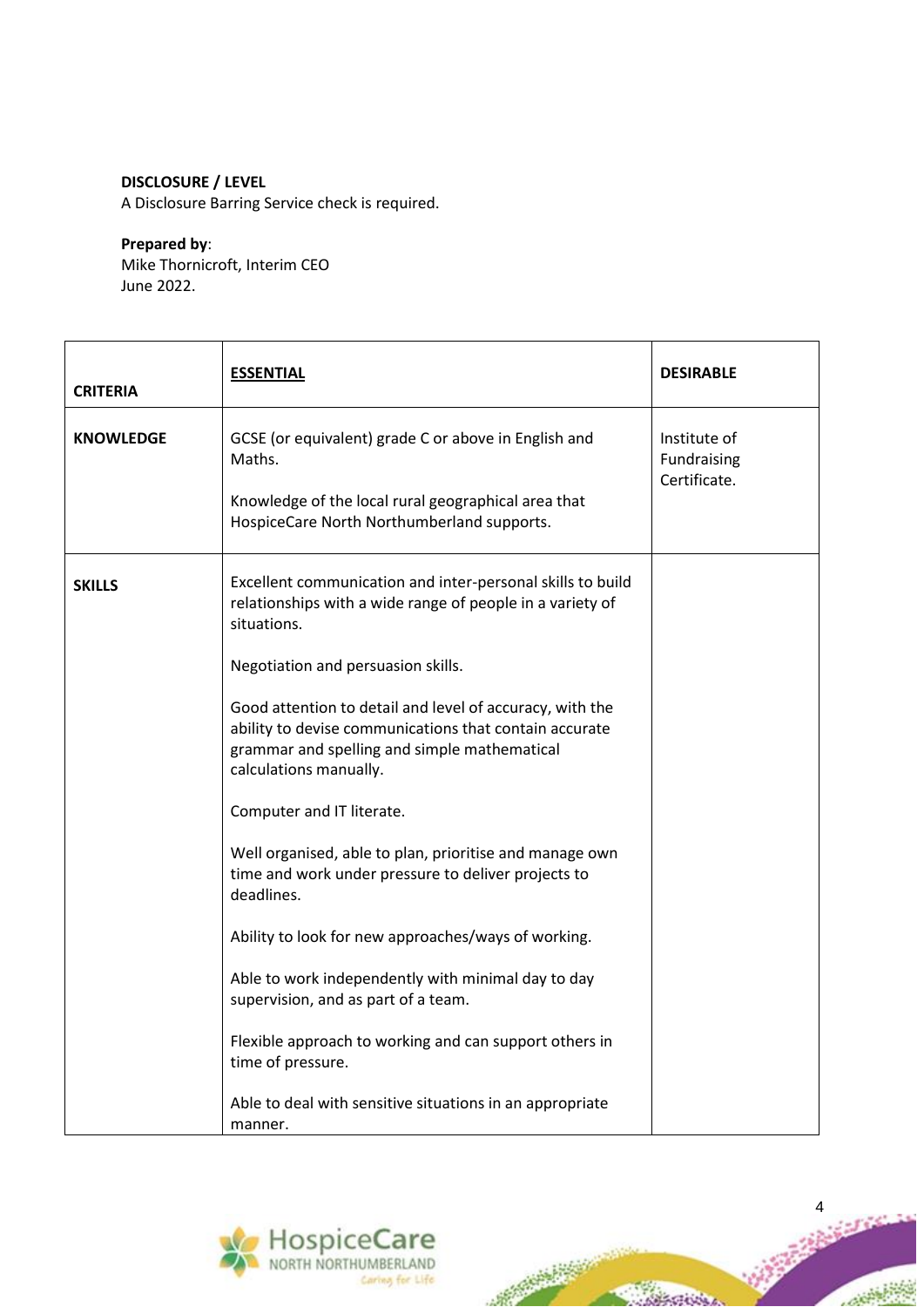**DISCLOSURE / LEVEL**
A Disclosure Barring Service check is required.

**Prepared by**:
Mike Thornicroft, Interim CEO
June 2022.

| **CRITERIA** | **ESSENTIAL** | **DESIRABLE** |
|---|---|---|
| **KNOWLEDGE** | GCSE (or equivalent) grade C or above in English and Maths.<br><br>Knowledge of the local rural geographical area that HospiceCare North Northumberland supports. | Institute of Fundraising Certificate. |
| **SKILLS** | Excellent communication and inter-personal skills to build relationships with a wide range of people in a variety of situations.<br><br>Negotiation and persuasion skills.<br><br>Good attention to detail and level of accuracy, with the ability to devise communications that contain accurate grammar and spelling and simple mathematical calculations manually.<br><br>Computer and IT literate.<br><br>Well organised, able to plan, prioritise and manage own time and work under pressure to deliver projects to deadlines.<br><br>Ability to look for new approaches/ways of working.<br><br>Able to work independently with minimal day to day supervision, and as part of a team.<br><br>Flexible approach to working and can support others in time of pressure.<br><br>Able to deal with sensitive situations in an appropriate manner. | |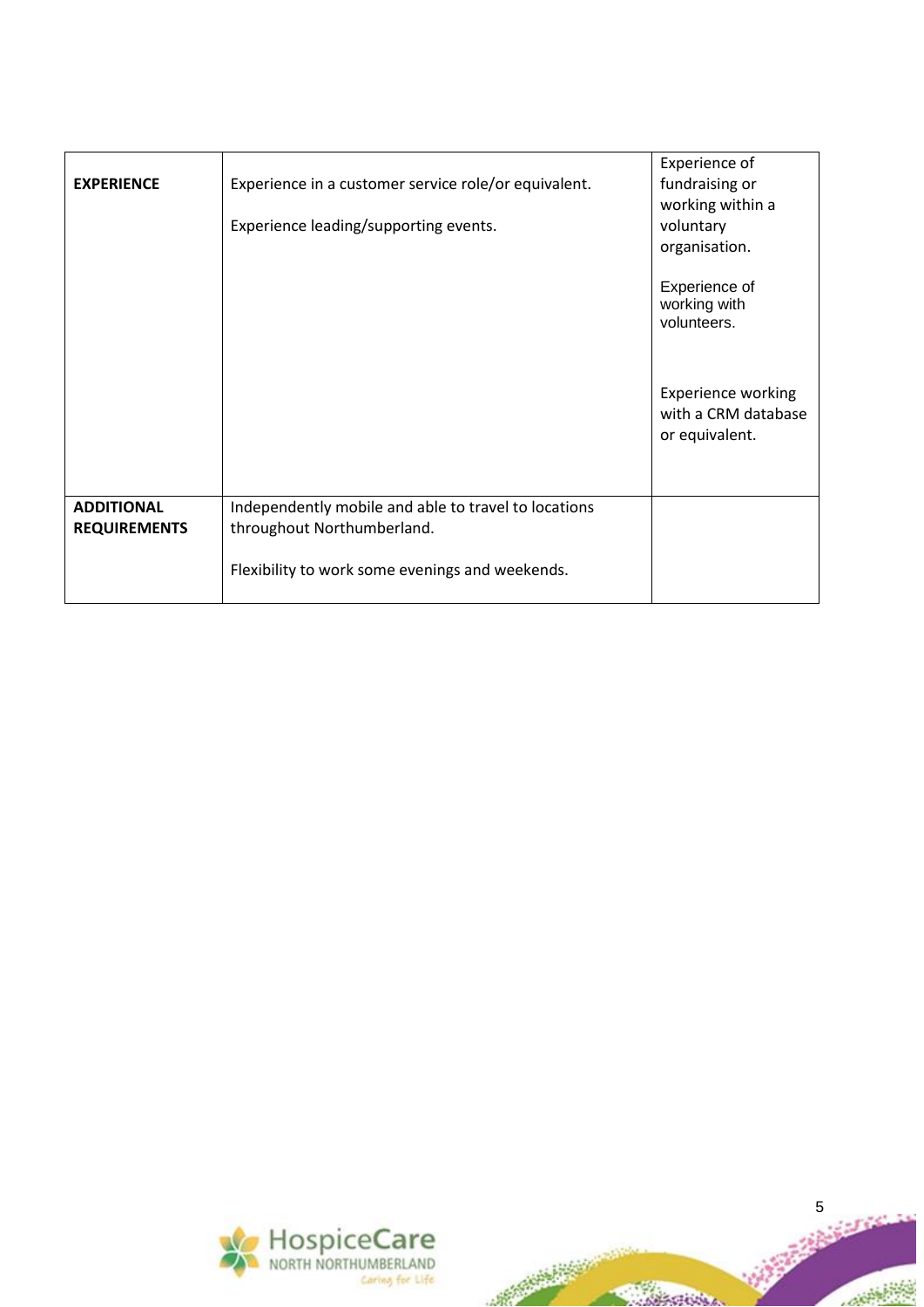| | | |
|---|---|---|
| **EXPERIENCE** | Experience in a customer service role/or equivalent.<br><br>Experience leading/supporting events. | Experience of fundraising or working within a voluntary organisation.<br><br>Experience of working with volunteers.<br><br>Experience working with a CRM database or equivalent. |
| **ADDITIONAL REQUIREMENTS** | Independently mobile and able to travel to locations throughout Northumberland.<br><br>Flexibility to work some evenings and weekends. | |